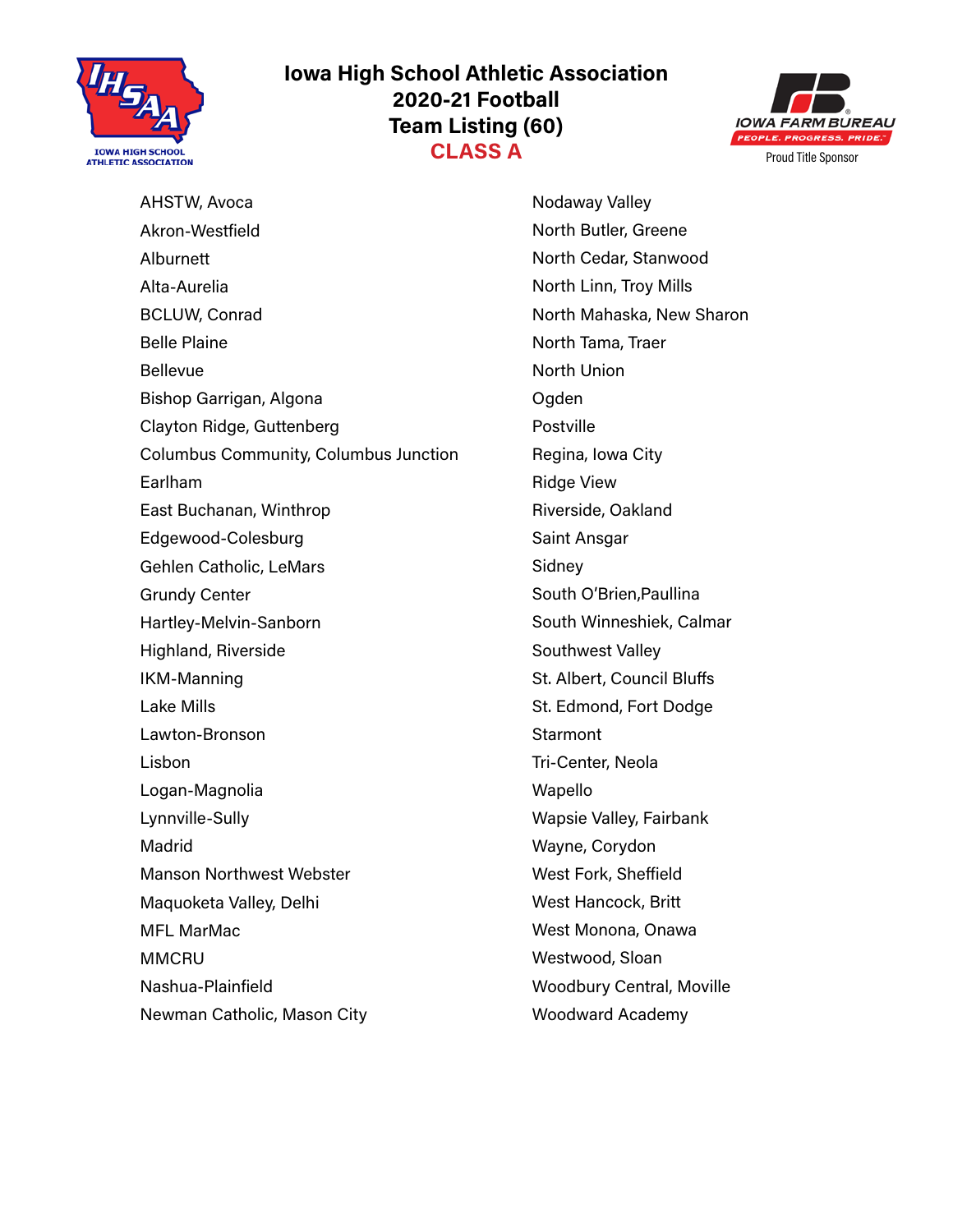# Iowa High School Athletic Association
## 2020-21 Football
## Team Listing (60)
## CLASS A

- AHSTW, Avoca
- Akron-Westfield
- Alburnett
- Alta-Aurelia
- BCLUW, Conrad
- Belle Plaine
- Bellevue
- Bishop Garrigan, Algona
- Clayton Ridge, Guttenberg
- Columbus Community, Columbus Junction
- Earlham
- East Buchanan, Winthrop
- Edgewood-Colesburg
- Gehlen Catholic, LeMars
- Grundy Center
- Hartley-Melvin-Sanborn
- Highland, Riverside
- IKM-Manning
- Lake Mills
- Lawton-Bronson
- Lisbon
- Logan-Magnolia
- Lynnville-Sully
- Madrid
- Manson Northwest Webster
- Maquoketa Valley, Delhi
- MFL MarMac
- MMCRU
- Nashua-Plainfield
- Newman Catholic, Mason City
- Nodaway Valley
- North Butler, Greene
- North Cedar, Stanwood
- North Linn, Troy Mills
- North Mahaska, New Sharon
- North Tama, Traer
- North Union
- Ogden
- Postville
- Regina, Iowa City
- Ridge View
- Riverside, Oakland
- Saint Ansgar
- Sidney
- South O'Brien,Paullina
- South Winneshiek, Calmar
- Southwest Valley
- St. Albert, Council Bluffs
- St. Edmond, Fort Dodge
- Starmont
- Tri-Center, Neola
- Wapello
- Wapsie Valley, Fairbank
- Wayne, Corydon
- West Fork, Sheffield
- West Hancock, Britt
- West Monona, Onawa
- Westwood, Sloan
- Woodbury Central, Moville
- Woodward Academy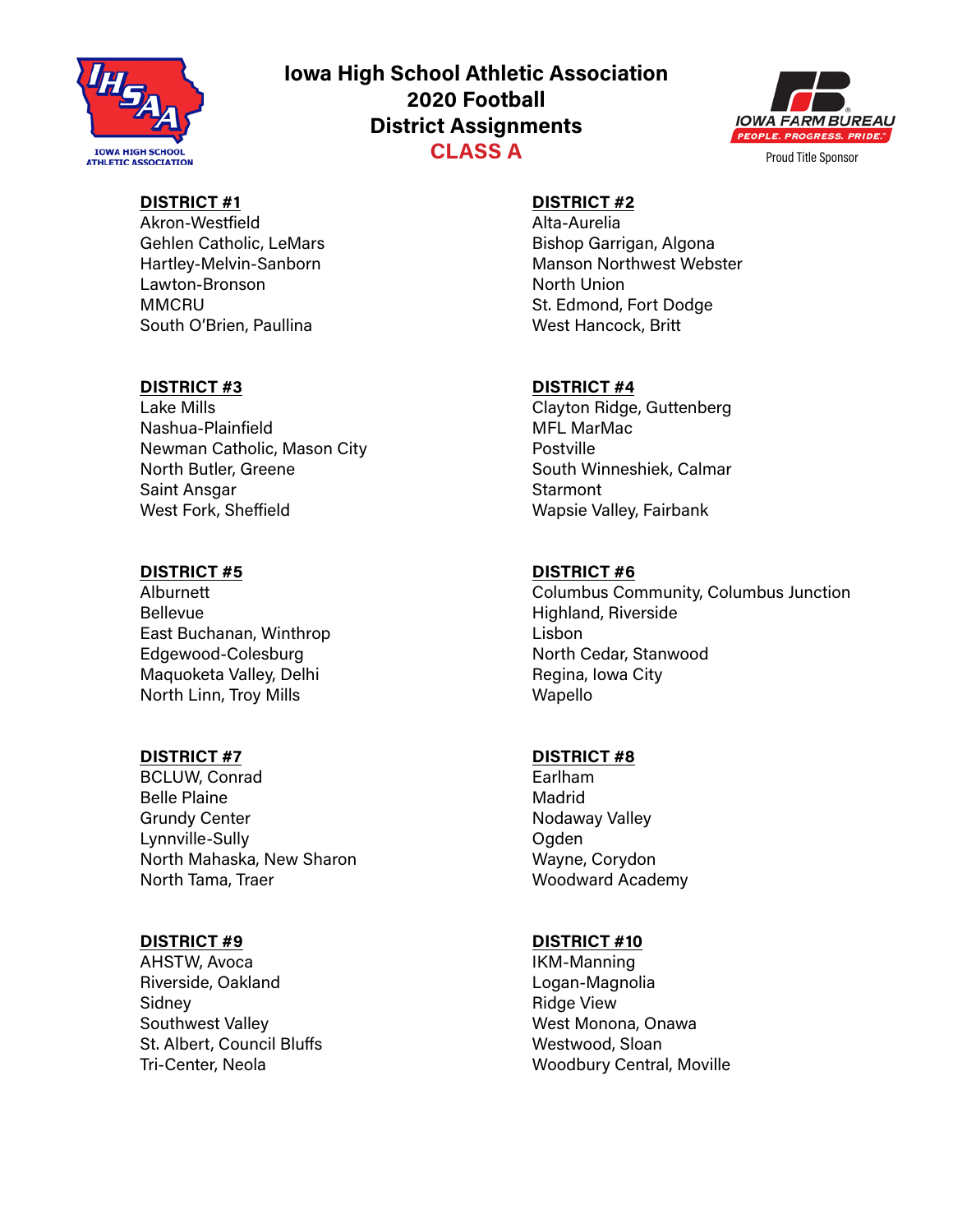# Iowa High School Athletic Association
## 2020 Football
## District Assignments
## CLASS A

Proud Title Sponsor

**DISTRICT #1**
Akron-Westfield
Gehlen Catholic, LeMars
Hartley-Melvin-Sanborn
Lawton-Bronson
MMCRU
South O'Brien, Paullina

**DISTRICT #2**
Alta-Aurelia
Bishop Garrigan, Algona
Manson Northwest Webster
North Union
St. Edmond, Fort Dodge
West Hancock, Britt

**DISTRICT #3**
Lake Mills
Nashua-Plainfield
Newman Catholic, Mason City
North Butler, Greene
Saint Ansgar
West Fork, Sheffield

**DISTRICT #4**
Clayton Ridge, Guttenberg
MFL MarMac
Postville
South Winneshiek, Calmar
Starmont
Wapsie Valley, Fairbank

**DISTRICT #5**
Alburnett
Bellevue
East Buchanan, Winthrop
Edgewood-Colesburg
Maquoketa Valley, Delhi
North Linn, Troy Mills

**DISTRICT #6**
Columbus Community, Columbus Junction
Highland, Riverside
Lisbon
North Cedar, Stanwood
Regina, Iowa City
Wapello

**DISTRICT #7**
BCLUW, Conrad
Belle Plaine
Grundy Center
Lynnville-Sully
North Mahaska, New Sharon
North Tama, Traer

**DISTRICT #8**
Earlham
Madrid
Nodaway Valley
Ogden
Wayne, Corydon
Woodward Academy

**DISTRICT #9**
AHSTW, Avoca
Riverside, Oakland
Sidney
Southwest Valley
St. Albert, Council Bluffs
Tri-Center, Neola

**DISTRICT #10**
IKM-Manning
Logan-Magnolia
Ridge View
West Monona, Onawa
Westwood, Sloan
Woodbury Central, Moville